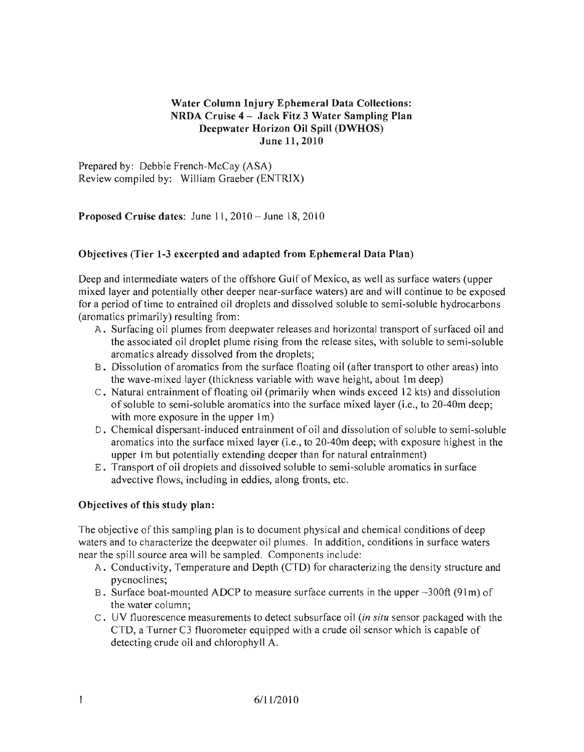# Water Column Injury Ephemeral Data Collections: NRDA Cruise 4 – Jack Fitz 3 Water Sampling Plan Deepwater Horizon Oil Spill (DWHOS) June 11, 2010

Prepared by: Debbie French-McCay (ASA)
Review compiled by: William Graeber (ENTRIX)

**Proposed Cruise dates**: June 11, 2010 – June 18, 2010

## Objectives (Tier 1-3 excerpted and adapted from Ephemeral Data Plan)

Deep and intermediate waters of the offshore Gulf of Mexico, as well as surface waters (upper mixed layer and potentially other deeper near-surface waters) are and will continue to be exposed for a period of time to entrained oil droplets and dissolved soluble to semi-soluble hydrocarbons (aromatics primarily) resulting from:

A. Surfacing oil plumes from deepwater releases and horizontal transport of surfaced oil and the associated oil droplet plume rising from the release sites, with soluble to semi-soluble aromatics already dissolved from the droplets;
B. Dissolution of aromatics from the surface floating oil (after transport to other areas) into the wave-mixed layer (thickness variable with wave height, about 1m deep)
C. Natural entrainment of floating oil (primarily when winds exceed 12 kts) and dissolution of soluble to semi-soluble aromatics into the surface mixed layer (i.e., to 20-40m deep; with more exposure in the upper 1m)
D. Chemical dispersant-induced entrainment of oil and dissolution of soluble to semi-soluble aromatics into the surface mixed layer (i.e., to 20-40m deep; with exposure highest in the upper 1m but potentially extending deeper than for natural entrainment)
E. Transport of oil droplets and dissolved soluble to semi-soluble aromatics in surface advective flows, including in eddies, along fronts, etc.

## Objectives of this study plan:

The objective of this sampling plan is to document physical and chemical conditions of deep waters and to characterize the deepwater oil plumes. In addition, conditions in surface waters near the spill source area will be sampled. Components include:

A. Conductivity, Temperature and Depth (CTD) for characterizing the density structure and pycnoclines;
B. Surface boat-mounted ADCP to measure surface currents in the upper ~300ft (91m) of the water column;
C. UV fluorescence measurements to detect subsurface oil (*in situ* sensor packaged with the CTD, a Turner C3 fluorometer equipped with a crude oil sensor which is capable of detecting crude oil and chlorophyll A.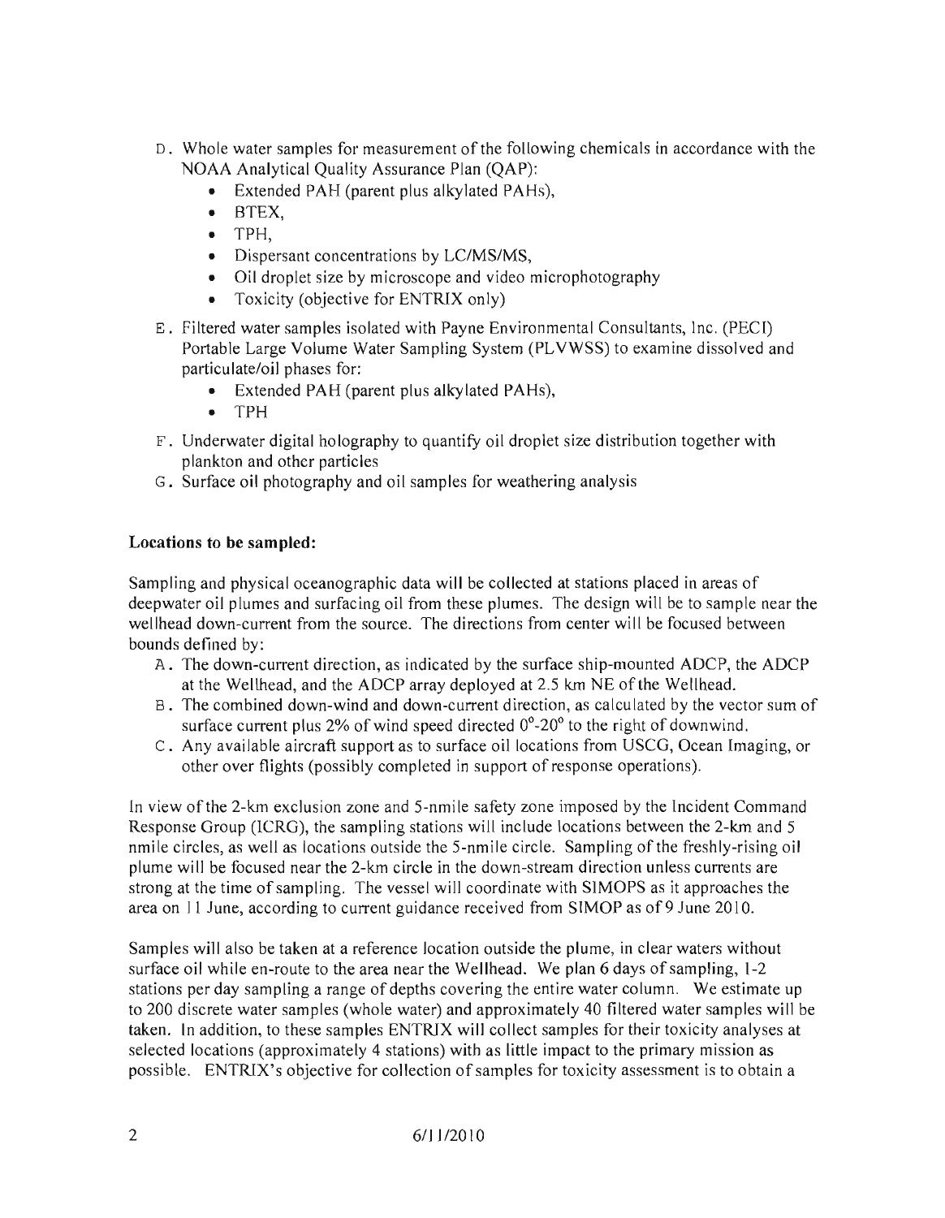D. Whole water samples for measurement of the following chemicals in accordance with the NOAA Analytical Quality Assurance Plan (QAP):
   - Extended PAH (parent plus alkylated PAHs),
   - BTEX,
   - TPH,
   - Dispersant concentrations by LC/MS/MS,
   - Oil droplet size by microscope and video microphotography
   - Toxicity (objective for ENTRIX only)

E. Filtered water samples isolated with Payne Environmental Consultants, Inc. (PECI) Portable Large Volume Water Sampling System (PLVWSS) to examine dissolved and particulate/oil phases for:
   - Extended PAH (parent plus alkylated PAHs),
   - TPH

F. Underwater digital holography to quantify oil droplet size distribution together with plankton and other particles

G. Surface oil photography and oil samples for weathering analysis

**Locations to be sampled:**

Sampling and physical oceanographic data will be collected at stations placed in areas of deepwater oil plumes and surfacing oil from these plumes. The design will be to sample near the wellhead down-current from the source. The directions from center will be focused between bounds defined by:

A. The down-current direction, as indicated by the surface ship-mounted ADCP, the ADCP at the Wellhead, and the ADCP array deployed at 2.5 km NE of the Wellhead.

B. The combined down-wind and down-current direction, as calculated by the vector sum of surface current plus 2% of wind speed directed $0^{o}$-$20^{o}$ to the right of downwind.

C. Any available aircraft support as to surface oil locations from USCG, Ocean Imaging, or other over flights (possibly completed in support of response operations).

In view of the 2-km exclusion zone and 5-nmile safety zone imposed by the Incident Command Response Group (ICRG), the sampling stations will include locations between the 2-km and 5 nmile circles, as well as locations outside the 5-nmile circle. Sampling of the freshly-rising oil plume will be focused near the 2-km circle in the down-stream direction unless currents are strong at the time of sampling. The vessel will coordinate with SIMOPS as it approaches the area on 11 June, according to current guidance received from SIMOP as of 9 June 2010.

Samples will also be taken at a reference location outside the plume, in clear waters without surface oil while en-route to the area near the Wellhead. We plan 6 days of sampling, 1-2 stations per day sampling a range of depths covering the entire water column. We estimate up to 200 discrete water samples (whole water) and approximately 40 filtered water samples will be taken. In addition, to these samples ENTRIX will collect samples for their toxicity analyses at selected locations (approximately 4 stations) with as little impact to the primary mission as possible. ENTRIX's objective for collection of samples for toxicity assessment is to obtain a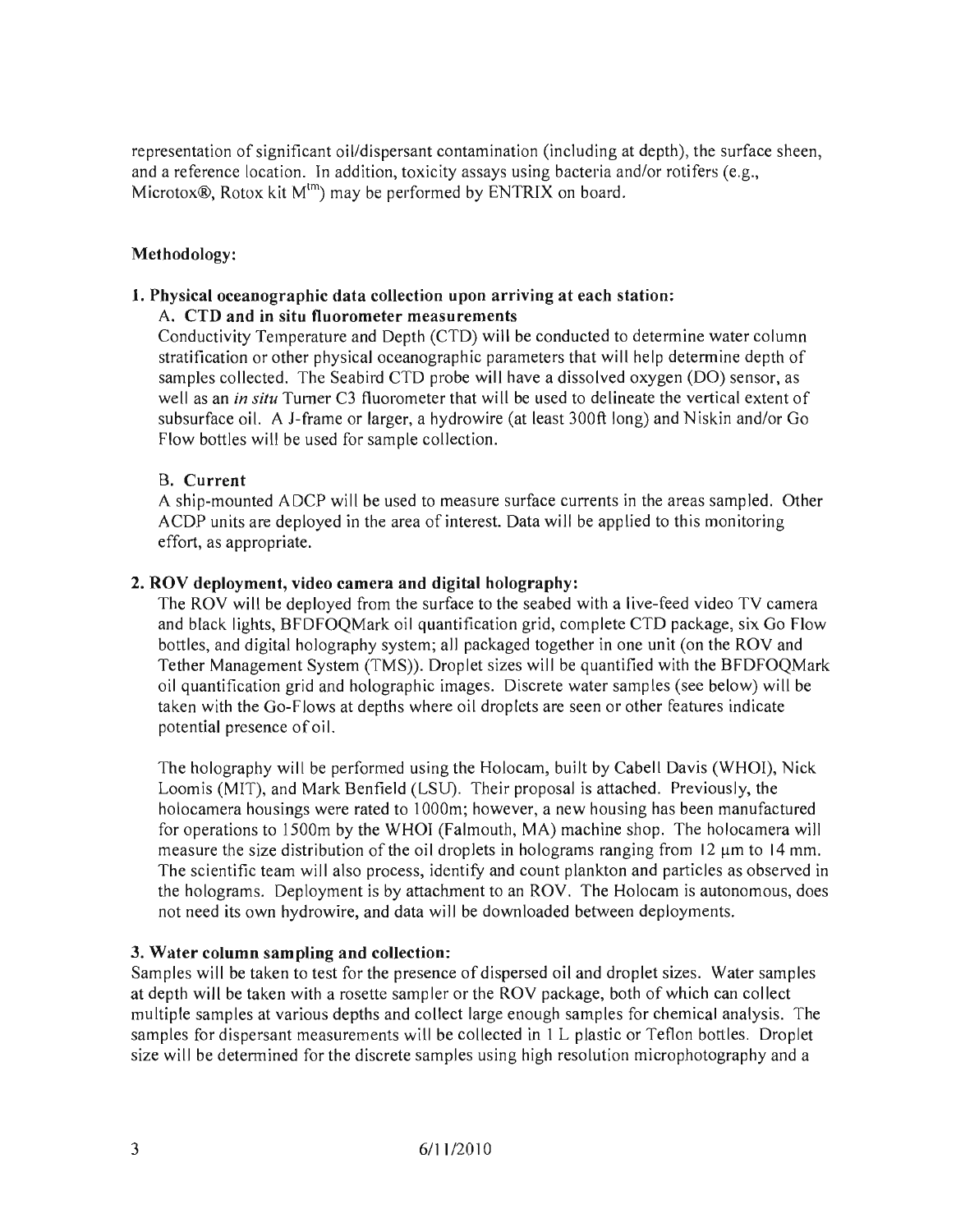representation of significant oil/dispersant contamination (including at depth), the surface sheen, and a reference location. In addition, toxicity assays using bacteria and/or rotifers (e.g., Microtox®, Rotox kit M$^{tm}$) may be performed by ENTRIX on board.

## Methodology:

### 1. Physical oceanographic data collection upon arriving at each station:

#### A. CTD and in situ fluorometer measurements

Conductivity Temperature and Depth (CTD) will be conducted to determine water column stratification or other physical oceanographic parameters that will help determine depth of samples collected. The Seabird CTD probe will have a dissolved oxygen (DO) sensor, as well as an *in situ* Turner C3 fluorometer that will be used to delineate the vertical extent of subsurface oil. A J-frame or larger, a hydrowire (at least 300ft long) and Niskin and/or Go Flow bottles will be used for sample collection.

#### B. Current

A ship-mounted ADCP will be used to measure surface currents in the areas sampled. Other ACDP units are deployed in the area of interest. Data will be applied to this monitoring effort, as appropriate.

### 2. ROV deployment, video camera and digital holography:

The ROV will be deployed from the surface to the seabed with a live-feed video TV camera and black lights, BFDFOQMark oil quantification grid, complete CTD package, six Go Flow bottles, and digital holography system; all packaged together in one unit (on the ROV and Tether Management System (TMS)). Droplet sizes will be quantified with the BFDFOQMark oil quantification grid and holographic images. Discrete water samples (see below) will be taken with the Go-Flows at depths where oil droplets are seen or other features indicate potential presence of oil.

The holography will be performed using the Holocam, built by Cabell Davis (WHOI), Nick Loomis (MIT), and Mark Benfield (LSU). Their proposal is attached. Previously, the holocamera housings were rated to 1000m; however, a new housing has been manufactured for operations to 1500m by the WHOI (Falmouth, MA) machine shop. The holocamera will measure the size distribution of the oil droplets in holograms ranging from 12 µm to 14 mm. The scientific team will also process, identify and count plankton and particles as observed in the holograms. Deployment is by attachment to an ROV. The Holocam is autonomous, does not need its own hydrowire, and data will be downloaded between deployments.

### 3. Water column sampling and collection:

Samples will be taken to test for the presence of dispersed oil and droplet sizes. Water samples at depth will be taken with a rosette sampler or the ROV package, both of which can collect multiple samples at various depths and collect large enough samples for chemical analysis. The samples for dispersant measurements will be collected in 1 L plastic or Teflon bottles. Droplet size will be determined for the discrete samples using high resolution microphotography and a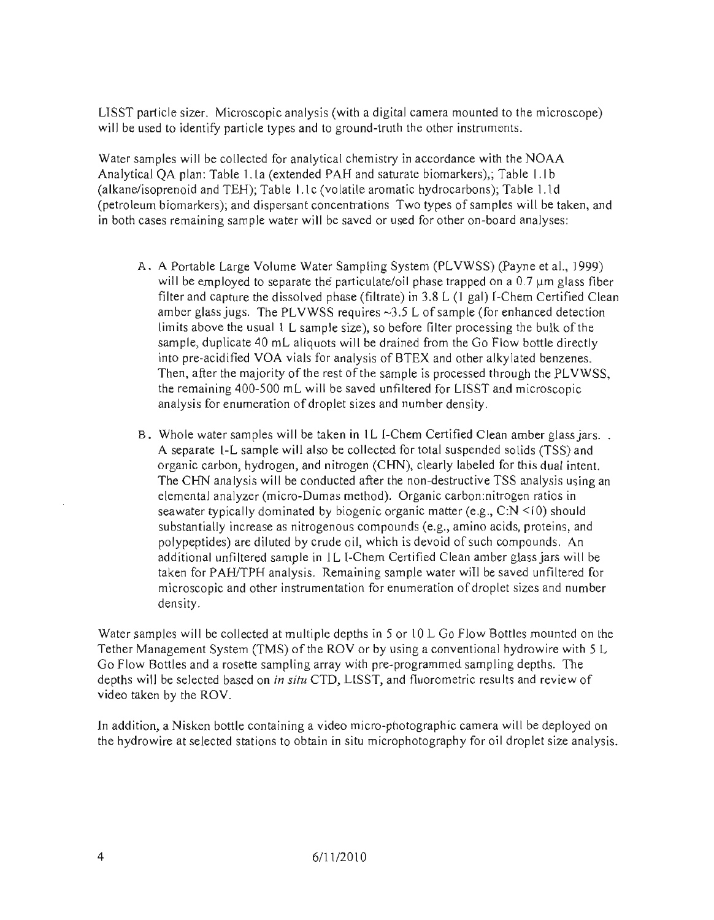LISST particle sizer. Microscopic analysis (with a digital camera mounted to the microscope) will be used to identify particle types and to ground-truth the other instruments.

Water samples will be collected for analytical chemistry in accordance with the NOAA Analytical QA plan: Table 1.1a (extended PAH and saturate biomarkers),; Table 1.1b (alkane/isoprenoid and TEH); Table 1.1c (volatile aromatic hydrocarbons); Table 1.1d (petroleum biomarkers); and dispersant concentrations Two types of samples will be taken, and in both cases remaining sample water will be saved or used for other on-board analyses:

A. A Portable Large Volume Water Sampling System (PLVWSS) (Payne et al., 1999) will be employed to separate the particulate/oil phase trapped on a 0.7 μm glass fiber filter and capture the dissolved phase (filtrate) in 3.8 L (1 gal) I-Chem Certified Clean amber glass jugs. The PLVWSS requires ~3.5 L of sample (for enhanced detection limits above the usual 1 L sample size), so before filter processing the bulk of the sample, duplicate 40 mL aliquots will be drained from the Go Flow bottle directly into pre-acidified VOA vials for analysis of BTEX and other alkylated benzenes. Then, after the majority of the rest of the sample is processed through the PLVWSS, the remaining 400-500 mL will be saved unfiltered for LISST and microscopic analysis for enumeration of droplet sizes and number density.

B. Whole water samples will be taken in 1L I-Chem Certified Clean amber glass jars. . A separate 1-L sample will also be collected for total suspended solids (TSS) and organic carbon, hydrogen, and nitrogen (CHN), clearly labeled for this dual intent. The CHN analysis will be conducted after the non-destructive TSS analysis using an elemental analyzer (micro-Dumas method). Organic carbon:nitrogen ratios in seawater typically dominated by biogenic organic matter (e.g., C:N <10) should substantially increase as nitrogenous compounds (e.g., amino acids, proteins, and polypeptides) are diluted by crude oil, which is devoid of such compounds. An additional unfiltered sample in 1L I-Chem Certified Clean amber glass jars will be taken for PAH/TPH analysis. Remaining sample water will be saved unfiltered for microscopic and other instrumentation for enumeration of droplet sizes and number density.

Water samples will be collected at multiple depths in 5 or 10 L Go Flow Bottles mounted on the Tether Management System (TMS) of the ROV or by using a conventional hydrowire with 5 L Go Flow Bottles and a rosette sampling array with pre-programmed sampling depths. The depths will be selected based on *in situ* CTD, LISST, and fluorometric results and review of video taken by the ROV.

In addition, a Nisken bottle containing a video micro-photographic camera will be deployed on the hydrowire at selected stations to obtain in situ microphotography for oil droplet size analysis.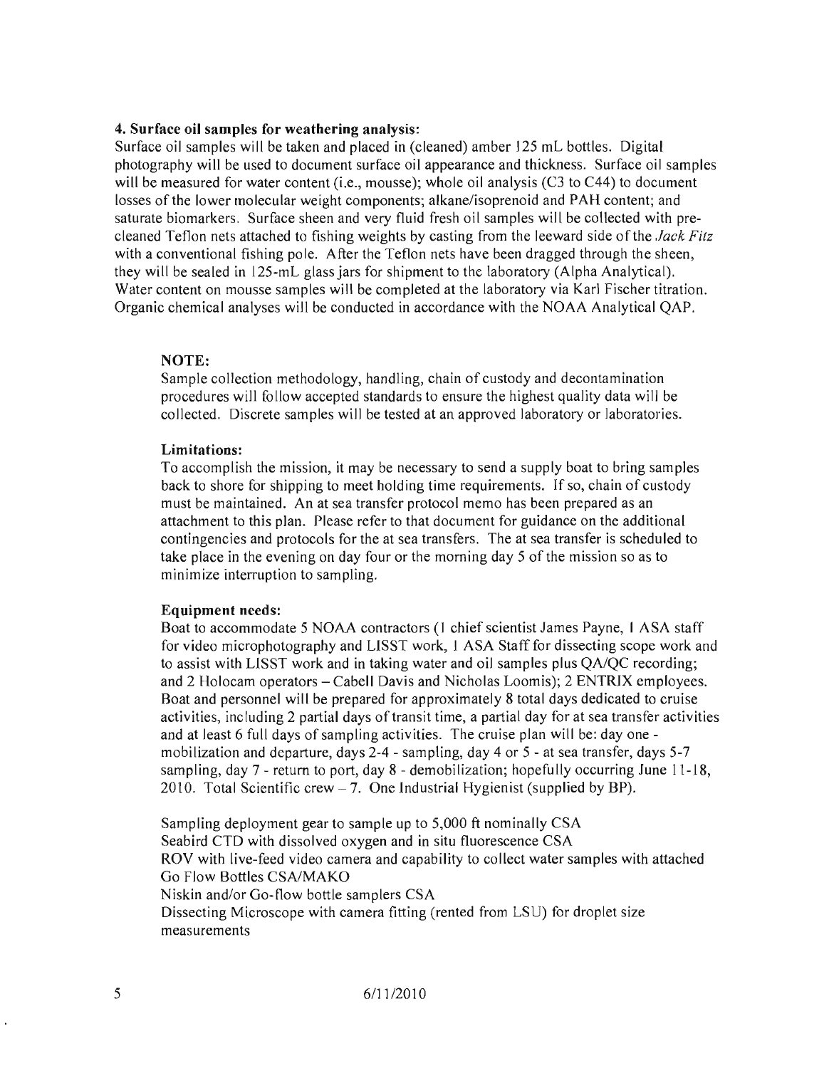**4. Surface oil samples for weathering analysis:**

Surface oil samples will be taken and placed in (cleaned) amber 125 mL bottles. Digital photography will be used to document surface oil appearance and thickness. Surface oil samples will be measured for water content (i.e., mousse); whole oil analysis (C3 to C44) to document losses of the lower molecular weight components; alkane/isoprenoid and PAH content; and saturate biomarkers. Surface sheen and very fluid fresh oil samples will be collected with pre-cleaned Teflon nets attached to fishing weights by casting from the leeward side of the *Jack Fitz* with a conventional fishing pole. After the Teflon nets have been dragged through the sheen, they will be sealed in 125-mL glass jars for shipment to the laboratory (Alpha Analytical). Water content on mousse samples will be completed at the laboratory via Karl Fischer titration. Organic chemical analyses will be conducted in accordance with the NOAA Analytical QAP.

**NOTE:**

Sample collection methodology, handling, chain of custody and decontamination procedures will follow accepted standards to ensure the highest quality data will be collected. Discrete samples will be tested at an approved laboratory or laboratories.

**Limitations:**

To accomplish the mission, it may be necessary to send a supply boat to bring samples back to shore for shipping to meet holding time requirements. If so, chain of custody must be maintained. An at sea transfer protocol memo has been prepared as an attachment to this plan. Please refer to that document for guidance on the additional contingencies and protocols for the at sea transfers. The at sea transfer is scheduled to take place in the evening on day four or the morning day 5 of the mission so as to minimize interruption to sampling.

**Equipment needs:**

Boat to accommodate 5 NOAA contractors (1 chief scientist James Payne, 1 ASA staff for video microphotography and LISST work, 1 ASA Staff for dissecting scope work and to assist with LISST work and in taking water and oil samples plus QA/QC recording; and 2 Holocam operators – Cabell Davis and Nicholas Loomis); 2 ENTRIX employees. Boat and personnel will be prepared for approximately 8 total days dedicated to cruise activities, including 2 partial days of transit time, a partial day for at sea transfer activities and at least 6 full days of sampling activities. The cruise plan will be: day one - mobilization and departure, days 2-4 - sampling, day 4 or 5 - at sea transfer, days 5-7 sampling, day 7 - return to port, day 8 - demobilization; hopefully occurring June 11-18, 2010. Total Scientific crew – 7. One Industrial Hygienist (supplied by BP).

Sampling deployment gear to sample up to 5,000 ft nominally CSA
Seabird CTD with dissolved oxygen and in situ fluorescence CSA
ROV with live-feed video camera and capability to collect water samples with attached Go Flow Bottles CSA/MAKO
Niskin and/or Go-flow bottle samplers CSA
Dissecting Microscope with camera fitting (rented from LSU) for droplet size measurements

6/11/2010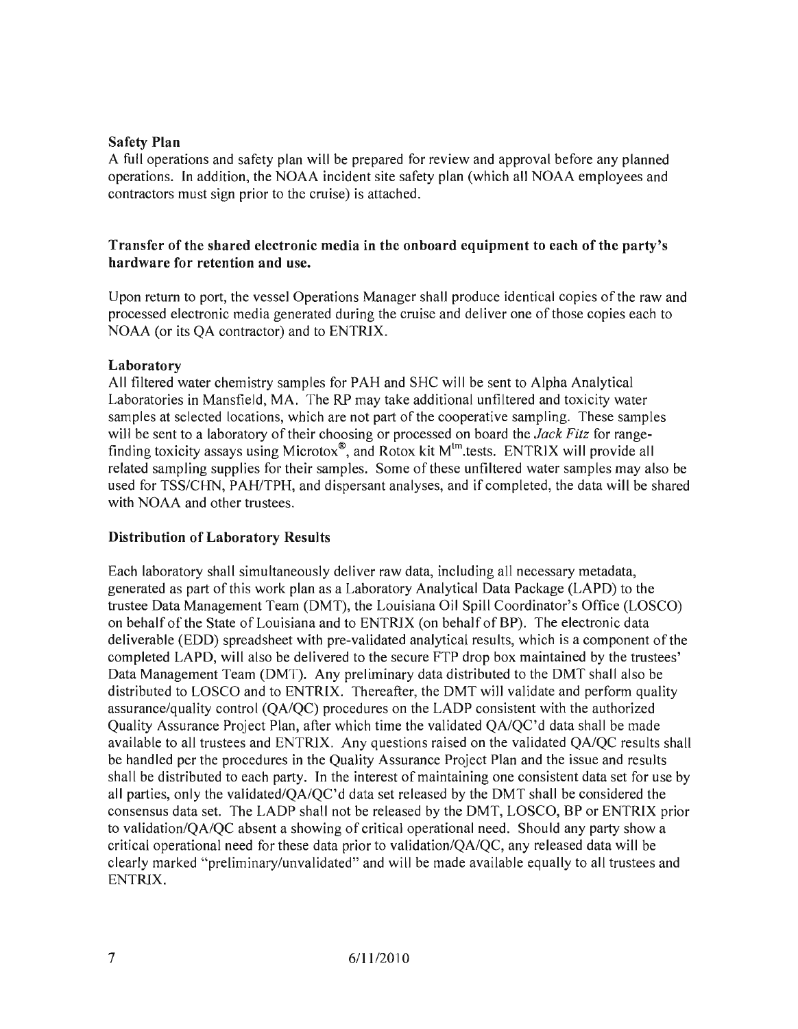**Safety Plan**

A full operations and safety plan will be prepared for review and approval before any planned operations. In addition, the NOAA incident site safety plan (which all NOAA employees and contractors must sign prior to the cruise) is attached.

**Transfer of the shared electronic media in the onboard equipment to each of the party's hardware for retention and use.**

Upon return to port, the vessel Operations Manager shall produce identical copies of the raw and processed electronic media generated during the cruise and deliver one of those copies each to NOAA (or its QA contractor) and to ENTRIX.

**Laboratory**

All filtered water chemistry samples for PAH and SHC will be sent to Alpha Analytical Laboratories in Mansfield, MA. The RP may take additional unfiltered and toxicity water samples at selected locations, which are not part of the cooperative sampling. These samples will be sent to a laboratory of their choosing or processed on board the *Jack Fitz* for range-finding toxicity assays using Microtox®, and Rotox kit M™.tests. ENTRIX will provide all related sampling supplies for their samples. Some of these unfiltered water samples may also be used for TSS/CHN, PAH/TPH, and dispersant analyses, and if completed, the data will be shared with NOAA and other trustees.

**Distribution of Laboratory Results**

Each laboratory shall simultaneously deliver raw data, including all necessary metadata, generated as part of this work plan as a Laboratory Analytical Data Package (LAPD) to the trustee Data Management Team (DMT), the Louisiana Oil Spill Coordinator's Office (LOSCO) on behalf of the State of Louisiana and to ENTRIX (on behalf of BP). The electronic data deliverable (EDD) spreadsheet with pre-validated analytical results, which is a component of the completed LAPD, will also be delivered to the secure FTP drop box maintained by the trustees' Data Management Team (DMT). Any preliminary data distributed to the DMT shall also be distributed to LOSCO and to ENTRIX. Thereafter, the DMT will validate and perform quality assurance/quality control (QA/QC) procedures on the LADP consistent with the authorized Quality Assurance Project Plan, after which time the validated QA/QC'd data shall be made available to all trustees and ENTRIX. Any questions raised on the validated QA/QC results shall be handled per the procedures in the Quality Assurance Project Plan and the issue and results shall be distributed to each party. In the interest of maintaining one consistent data set for use by all parties, only the validated/QA/QC'd data set released by the DMT shall be considered the consensus data set. The LADP shall not be released by the DMT, LOSCO, BP or ENTRIX prior to validation/QA/QC absent a showing of critical operational need. Should any party show a critical operational need for these data prior to validation/QA/QC, any released data will be clearly marked "preliminary/unvalidated" and will be made available equally to all trustees and ENTRIX.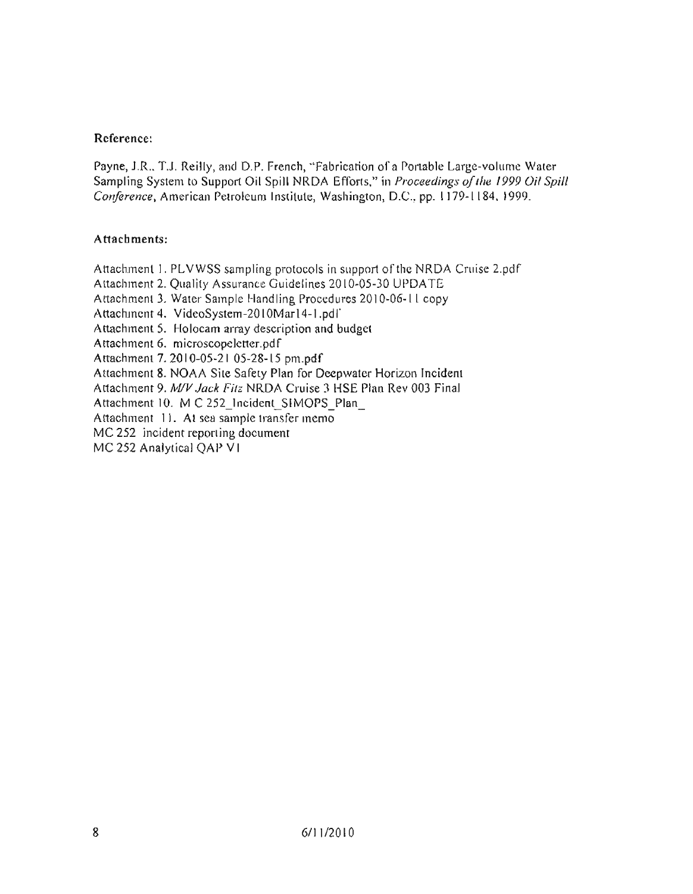**Reference:**

Payne, J.R., T.J. Reilly, and D.P. French, "Fabrication of a Portable Large-volume Water Sampling System to Support Oil Spill NRDA Efforts," in *Proceedings of the 1999 Oil Spill Conference*, American Petroleum Institute, Washington, D.C., pp. 1179-1184, 1999.

**Attachments:**

Attachment 1. PLVWSS sampling protocols in support of the NRDA Cruise 2.pdf
Attachment 2. Quality Assurance Guidelines 2010-05-30 UPDATE
Attachment 3. Water Sample Handling Procedures 2010-06-11 copy
Attachment 4. VideoSystem-2010Mar14-1.pdf
Attachment 5. Holocam array description and budget
Attachment 6. microscopeletter.pdf
Attachment 7. 2010-05-21 05-28-15 pm.pdf
Attachment 8. NOAA Site Safety Plan for Deepwater Horizon Incident
Attachment 9. *M/V Jack Fitz* NRDA Cruise 3 HSE Plan Rev 003 Final
Attachment 10. M C 252_Incident_SIMOPS_Plan_
Attachment 11. At sea sample transfer memo
MC 252 incident reporting document
MC 252 Analytical QAP V1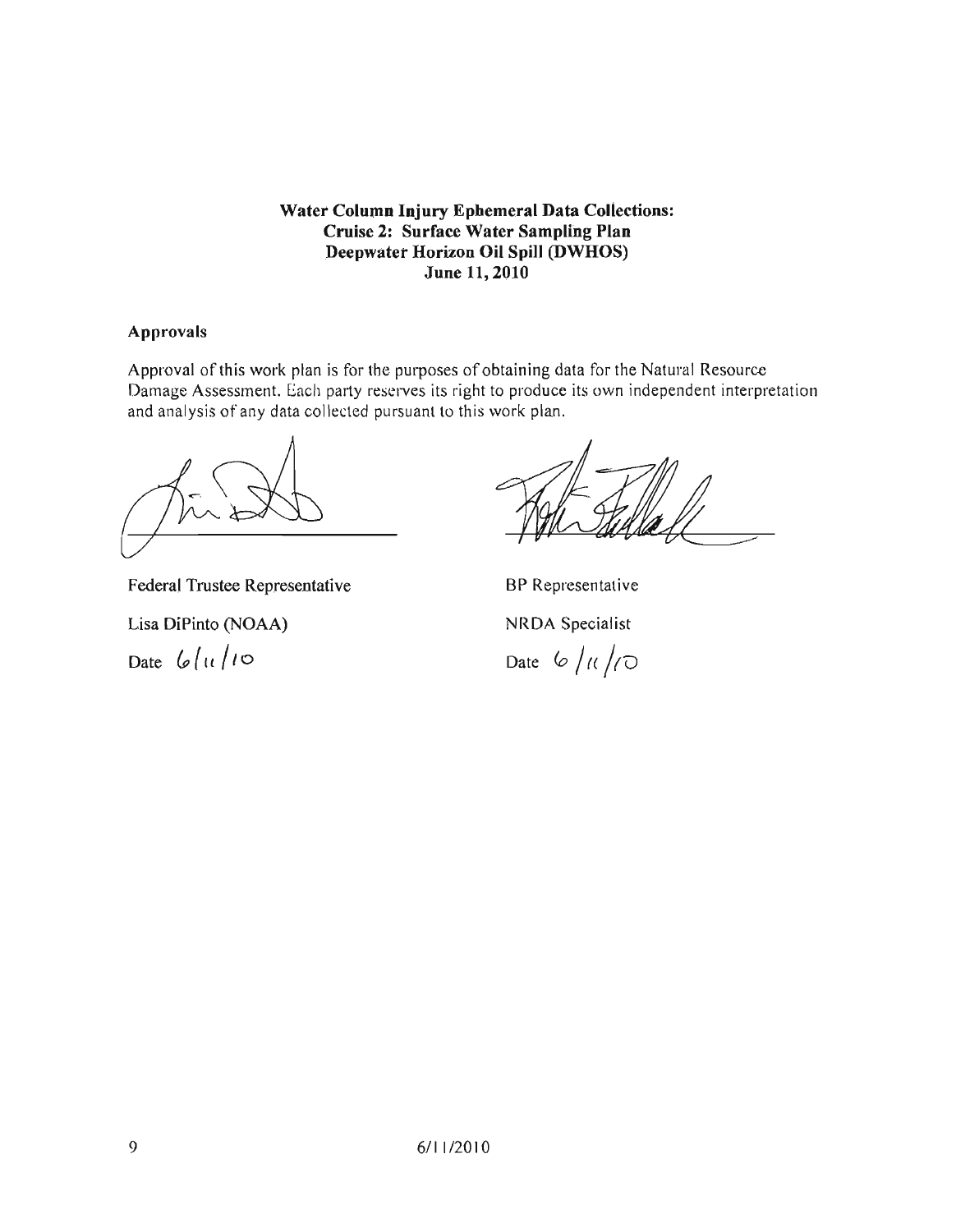**Water Column Injury Ephemeral Data Collections:**
**Cruise 2: Surface Water Sampling Plan**
**Deepwater Horizon Oil Spill (DWHOS)**
**June 11, 2010**

**Approvals**

Approval of this work plan is for the purposes of obtaining data for the Natural Resource Damage Assessment. Each party reserves its right to produce its own independent interpretation and analysis of any data collected pursuant to this work plan.

Federal Trustee Representative

Lisa DiPinto (NOAA)

Date 6/11/10

BP Representative

NRDA Specialist

Date 6/11/10

6/11/2010